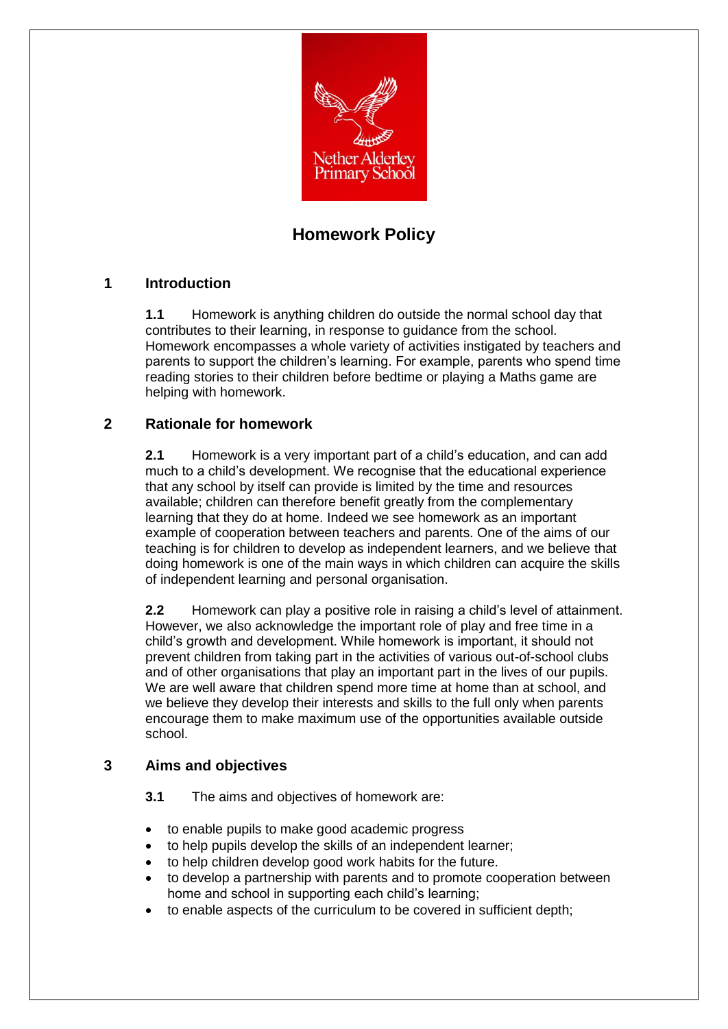Nether Alderley Primary School

# Homework Policy

## 1 Introduction

**1.1** Homework is anything children do outside the normal school day that contributes to their learning, in response to guidance from the school. Homework encompasses a whole variety of activities instigated by teachers and parents to support the children's learning. For example, parents who spend time reading stories to their children before bedtime or playing a Maths game are helping with homework.

## 2 Rationale for homework

**2.1** Homework is a very important part of a child's education, and can add much to a child's development. We recognise that the educational experience that any school by itself can provide is limited by the time and resources available; children can therefore benefit greatly from the complementary learning that they do at home. Indeed we see homework as an important example of cooperation between teachers and parents. One of the aims of our teaching is for children to develop as independent learners, and we believe that doing homework is one of the main ways in which children can acquire the skills of independent learning and personal organisation.

**2.2** Homework can play a positive role in raising a child's level of attainment. However, we also acknowledge the important role of play and free time in a child's growth and development. While homework is important, it should not prevent children from taking part in the activities of various out-of-school clubs and of other organisations that play an important part in the lives of our pupils. We are well aware that children spend more time at home than at school, and we believe they develop their interests and skills to the full only when parents encourage them to make maximum use of the opportunities available outside school.

## 3 Aims and objectives

**3.1** The aims and objectives of homework are:

- to enable pupils to make good academic progress
- to help pupils develop the skills of an independent learner;
- to help children develop good work habits for the future.
- to develop a partnership with parents and to promote cooperation between home and school in supporting each child's learning;
- to enable aspects of the curriculum to be covered in sufficient depth;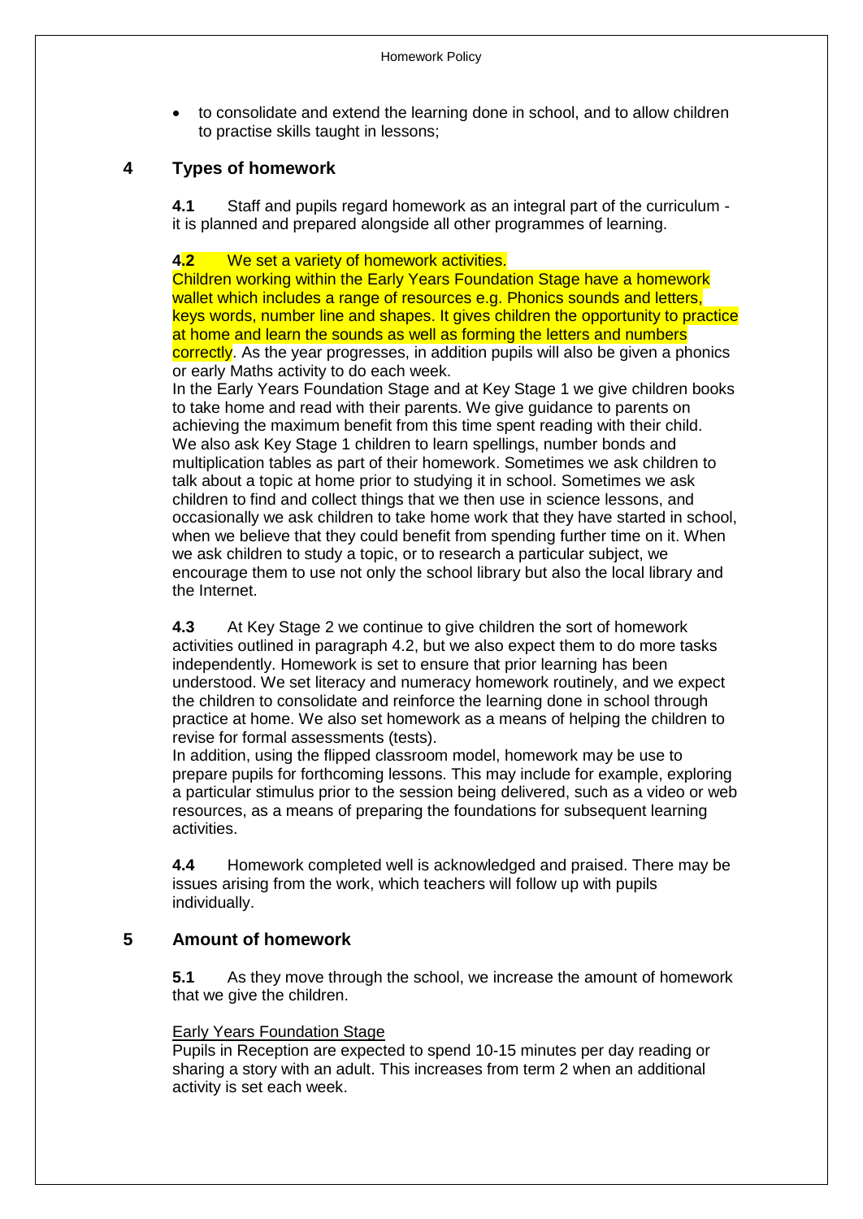- to consolidate and extend the learning done in school, and to allow children to practise skills taught in lessons;

## 4 Types of homework

**4.1** Staff and pupils regard homework as an integral part of the curriculum - it is planned and prepared alongside all other programmes of learning.

**4.2** We set a variety of homework activities.
Children working within the Early Years Foundation Stage have a homework wallet which includes a range of resources e.g. Phonics sounds and letters, keys words, number line and shapes. It gives children the opportunity to practice at home and learn the sounds as well as forming the letters and numbers correctly. As the year progresses, in addition pupils will also be given a phonics or early Maths activity to do each week.
In the Early Years Foundation Stage and at Key Stage 1 we give children books to take home and read with their parents. We give guidance to parents on achieving the maximum benefit from this time spent reading with their child. We also ask Key Stage 1 children to learn spellings, number bonds and multiplication tables as part of their homework. Sometimes we ask children to talk about a topic at home prior to studying it in school. Sometimes we ask children to find and collect things that we then use in science lessons, and occasionally we ask children to take home work that they have started in school, when we believe that they could benefit from spending further time on it. When we ask children to study a topic, or to research a particular subject, we encourage them to use not only the school library but also the local library and the Internet.

**4.3** At Key Stage 2 we continue to give children the sort of homework activities outlined in paragraph 4.2, but we also expect them to do more tasks independently. Homework is set to ensure that prior learning has been understood. We set literacy and numeracy homework routinely, and we expect the children to consolidate and reinforce the learning done in school through practice at home. We also set homework as a means of helping the children to revise for formal assessments (tests).
In addition, using the flipped classroom model, homework may be use to prepare pupils for forthcoming lessons. This may include for example, exploring a particular stimulus prior to the session being delivered, such as a video or web resources, as a means of preparing the foundations for subsequent learning activities.

**4.4** Homework completed well is acknowledged and praised. There may be issues arising from the work, which teachers will follow up with pupils individually.

## 5 Amount of homework

**5.1** As they move through the school, we increase the amount of homework that we give the children.

Early Years Foundation Stage
Pupils in Reception are expected to spend 10-15 minutes per day reading or sharing a story with an adult. This increases from term 2 when an additional activity is set each week.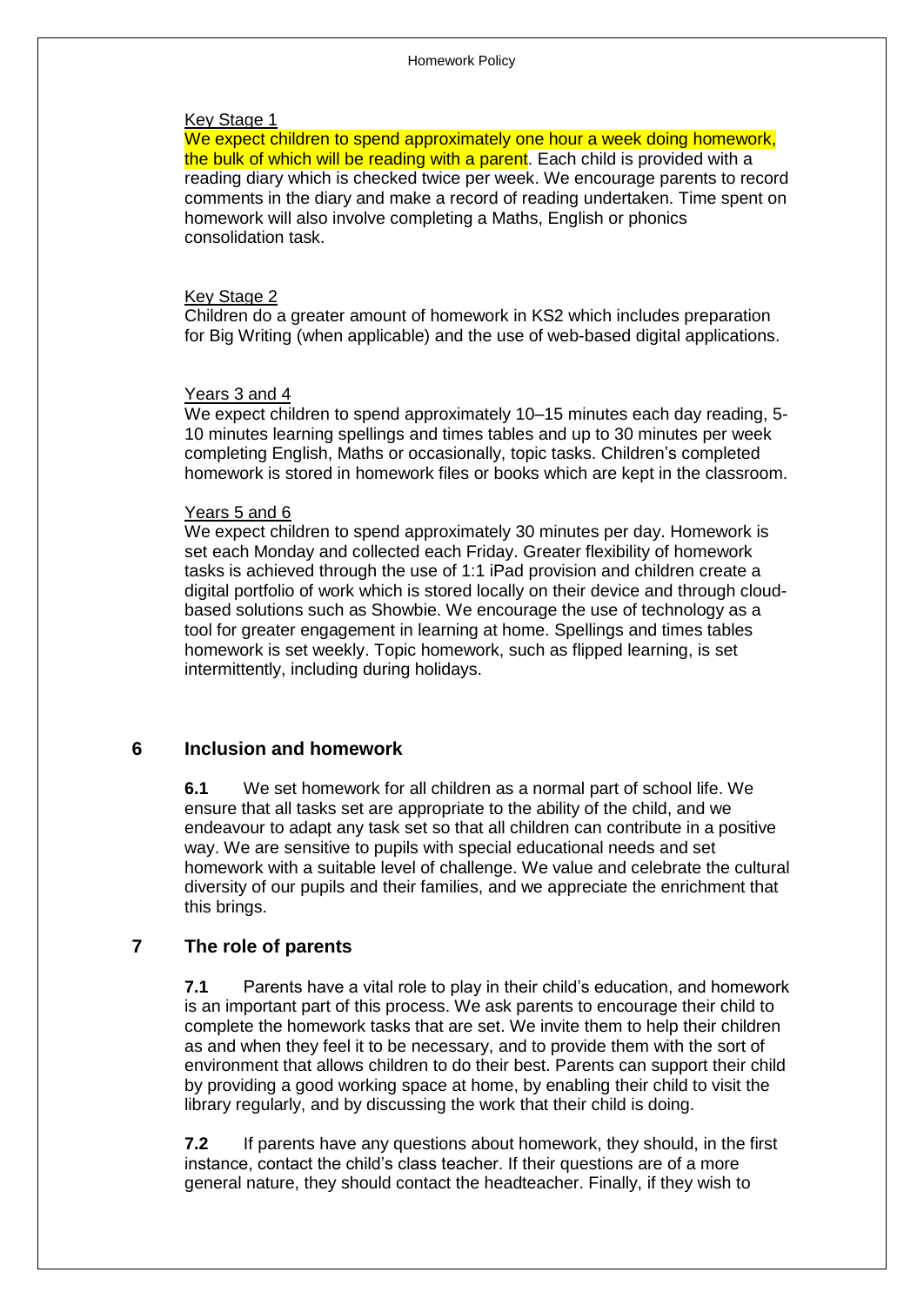Key Stage 1

We expect children to spend approximately one hour a week doing homework, the bulk of which will be reading with a parent. Each child is provided with a reading diary which is checked twice per week. We encourage parents to record comments in the diary and make a record of reading undertaken. Time spent on homework will also involve completing a Maths, English or phonics consolidation task.

Key Stage 2

Children do a greater amount of homework in KS2 which includes preparation for Big Writing (when applicable) and the use of web-based digital applications.

Years 3 and 4

We expect children to spend approximately 10–15 minutes each day reading, 5-10 minutes learning spellings and times tables and up to 30 minutes per week completing English, Maths or occasionally, topic tasks. Children's completed homework is stored in homework files or books which are kept in the classroom.

Years 5 and 6

We expect children to spend approximately 30 minutes per day. Homework is set each Monday and collected each Friday. Greater flexibility of homework tasks is achieved through the use of 1:1 iPad provision and children create a digital portfolio of work which is stored locally on their device and through cloud-based solutions such as Showbie. We encourage the use of technology as a tool for greater engagement in learning at home. Spellings and times tables homework is set weekly. Topic homework, such as flipped learning, is set intermittently, including during holidays.

## 6 Inclusion and homework

**6.1** We set homework for all children as a normal part of school life. We ensure that all tasks set are appropriate to the ability of the child, and we endeavour to adapt any task set so that all children can contribute in a positive way. We are sensitive to pupils with special educational needs and set homework with a suitable level of challenge. We value and celebrate the cultural diversity of our pupils and their families, and we appreciate the enrichment that this brings.

## 7 The role of parents

**7.1** Parents have a vital role to play in their child's education, and homework is an important part of this process. We ask parents to encourage their child to complete the homework tasks that are set. We invite them to help their children as and when they feel it to be necessary, and to provide them with the sort of environment that allows children to do their best. Parents can support their child by providing a good working space at home, by enabling their child to visit the library regularly, and by discussing the work that their child is doing.

**7.2** If parents have any questions about homework, they should, in the first instance, contact the child's class teacher. If their questions are of a more general nature, they should contact the headteacher. Finally, if they wish to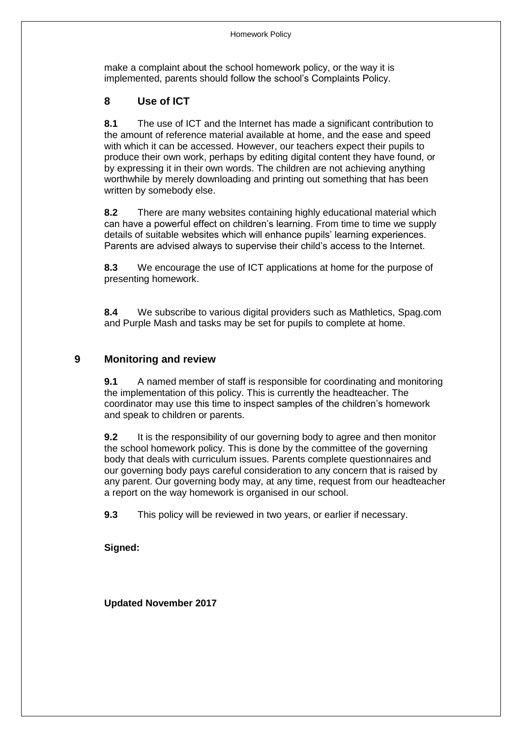make a complaint about the school homework policy, or the way it is implemented, parents should follow the school's Complaints Policy.

## 8 Use of ICT

**8.1** The use of ICT and the Internet has made a significant contribution to the amount of reference material available at home, and the ease and speed with which it can be accessed. However, our teachers expect their pupils to produce their own work, perhaps by editing digital content they have found, or by expressing it in their own words. The children are not achieving anything worthwhile by merely downloading and printing out something that has been written by somebody else.

**8.2** There are many websites containing highly educational material which can have a powerful effect on children's learning. From time to time we supply details of suitable websites which will enhance pupils' learning experiences. Parents are advised always to supervise their child's access to the Internet.

**8.3** We encourage the use of ICT applications at home for the purpose of presenting homework.

**8.4** We subscribe to various digital providers such as Mathletics, Spag.com and Purple Mash and tasks may be set for pupils to complete at home.

## 9 Monitoring and review

**9.1** A named member of staff is responsible for coordinating and monitoring the implementation of this policy. This is currently the headteacher. The coordinator may use this time to inspect samples of the children's homework and speak to children or parents.

**9.2** It is the responsibility of our governing body to agree and then monitor the school homework policy. This is done by the committee of the governing body that deals with curriculum issues. Parents complete questionnaires and our governing body pays careful consideration to any concern that is raised by any parent. Our governing body may, at any time, request from our headteacher a report on the way homework is organised in our school.

**9.3** This policy will be reviewed in two years, or earlier if necessary.

**Signed:**

**Updated November 2017**